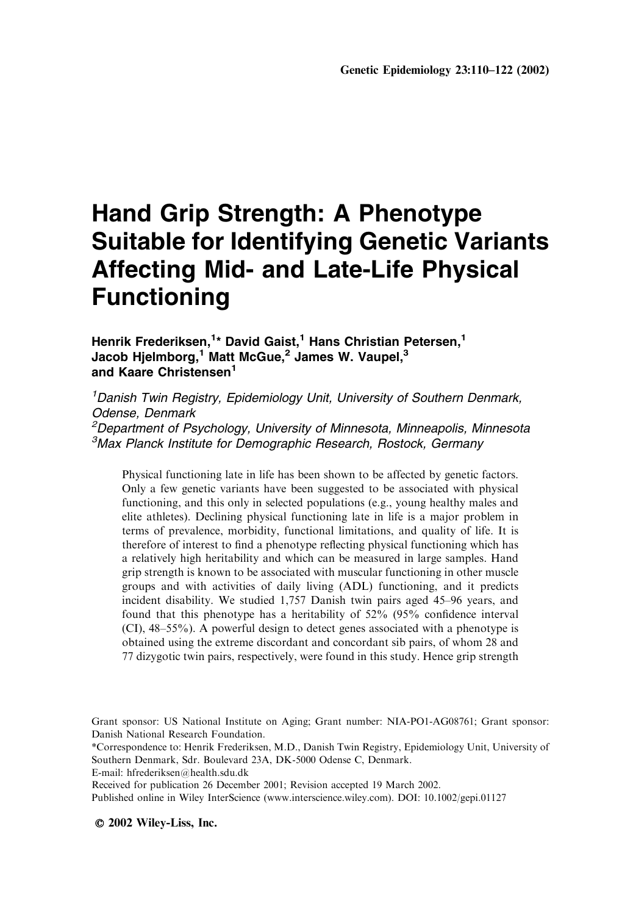# Hand Grip Strength: A Phenotype Suitable for Identifying Genetic Variants Affecting Mid- and Late-Life Physical Functioning

**Henrik Frederiksen,[1]* David Gaist,[1] Hans Christian Petersen,[1] Jacob Hjelmborg,[1] Matt McGue,[2] James W. Vaupel,[3] and Kaare Christensen[1]**

[1]*Danish Twin Registry, Epidemiology Unit, University of Southern Denmark, Odense, Denmark*
[2]*Department of Psychology, University of Minnesota, Minneapolis, Minnesota*
[3]*Max Planck Institute for Demographic Research, Rostock, Germany*

Physical functioning late in life has been shown to be affected by genetic factors. Only a few genetic variants have been suggested to be associated with physical functioning, and this only in selected populations (e.g., young healthy males and elite athletes). Declining physical functioning late in life is a major problem in terms of prevalence, morbidity, functional limitations, and quality of life. It is therefore of interest to find a phenotype reflecting physical functioning which has a relatively high heritability and which can be measured in large samples. Hand grip strength is known to be associated with muscular functioning in other muscle groups and with activities of daily living (ADL) functioning, and it predicts incident disability. We studied 1,757 Danish twin pairs aged 45–96 years, and found that this phenotype has a heritability of 52% (95% confidence interval (CI), 48–55%). A powerful design to detect genes associated with a phenotype is obtained using the extreme discordant and concordant sib pairs, of whom 28 and 77 dizygotic twin pairs, respectively, were found in this study. Hence grip strength

Grant sponsor: US National Institute on Aging; Grant number: NIA-PO1-AG08761; Grant sponsor: Danish National Research Foundation.

*Correspondence to: Henrik Frederiksen, M.D., Danish Twin Registry, Epidemiology Unit, University of Southern Denmark, Sdr. Boulevard 23A, DK-5000 Odense C, Denmark.
E-mail: hfrederiksen@health.sdu.dk

Received for publication 26 December 2001; Revision accepted 19 March 2002.

Published online in Wiley InterScience (www.interscience.wiley.com). DOI: 10.1002/gepi.01127

© 2002 Wiley-Liss, Inc.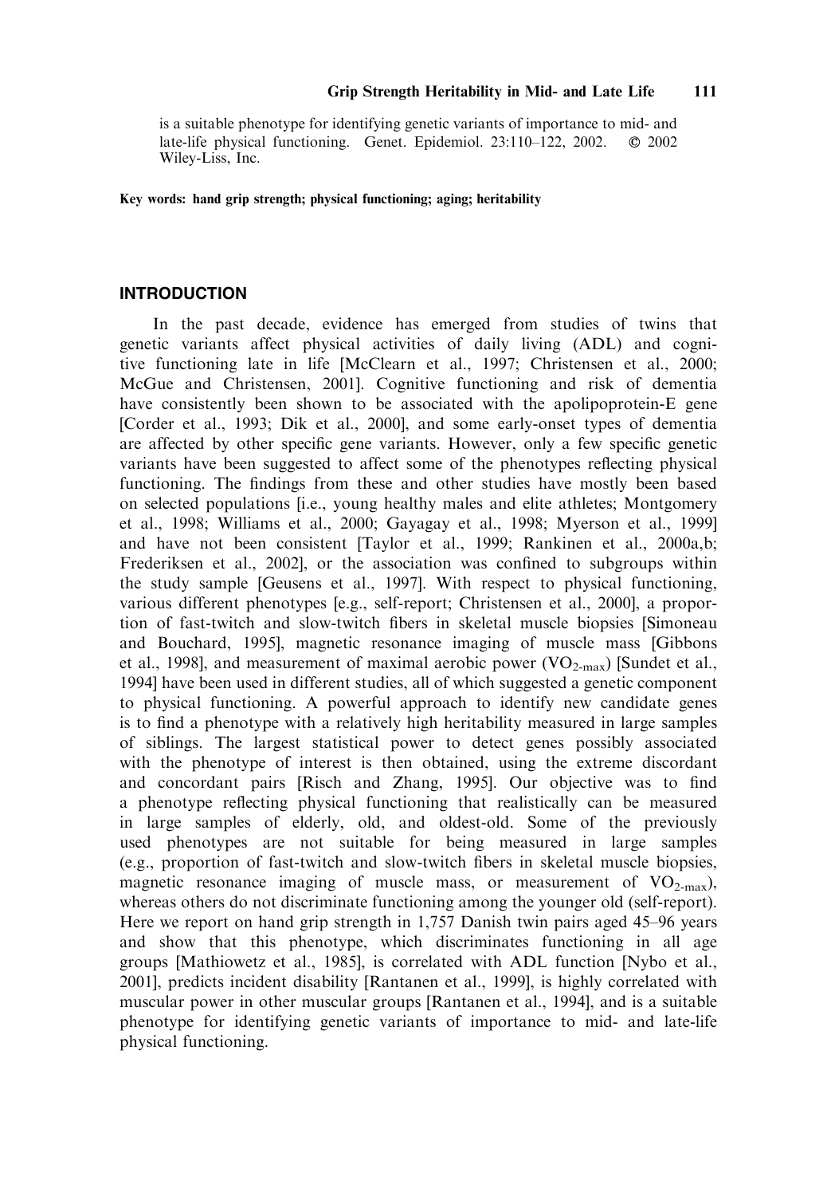is a suitable phenotype for identifying genetic variants of importance to mid- and late-life physical functioning. Genet. Epidemiol. 23:110–122, 2002. © 2002 Wiley-Liss, Inc.

**Key words: hand grip strength; physical functioning; aging; heritability**

## INTRODUCTION

In the past decade, evidence has emerged from studies of twins that genetic variants affect physical activities of daily living (ADL) and cognitive functioning late in life [McClearn et al., 1997; Christensen et al., 2000; McGue and Christensen, 2001]. Cognitive functioning and risk of dementia have consistently been shown to be associated with the apolipoprotein-E gene [Corder et al., 1993; Dik et al., 2000], and some early-onset types of dementia are affected by other specific gene variants. However, only a few specific genetic variants have been suggested to affect some of the phenotypes reflecting physical functioning. The findings from these and other studies have mostly been based on selected populations [i.e., young healthy males and elite athletes; Montgomery et al., 1998; Williams et al., 2000; Gayagay et al., 1998; Myerson et al., 1999] and have not been consistent [Taylor et al., 1999; Rankinen et al., 2000a,b; Frederiksen et al., 2002], or the association was confined to subgroups within the study sample [Geusens et al., 1997]. With respect to physical functioning, various different phenotypes [e.g., self-report; Christensen et al., 2000], a proportion of fast-twitch and slow-twitch fibers in skeletal muscle biopsies [Simoneau and Bouchard, 1995], magnetic resonance imaging of muscle mass [Gibbons et al., 1998], and measurement of maximal aerobic power ($VO_{2\text{-max}}$) [Sundet et al., 1994] have been used in different studies, all of which suggested a genetic component to physical functioning. A powerful approach to identify new candidate genes is to find a phenotype with a relatively high heritability measured in large samples of siblings. The largest statistical power to detect genes possibly associated with the phenotype of interest is then obtained, using the extreme discordant and concordant pairs [Risch and Zhang, 1995]. Our objective was to find a phenotype reflecting physical functioning that realistically can be measured in large samples of elderly, old, and oldest-old. Some of the previously used phenotypes are not suitable for being measured in large samples (e.g., proportion of fast-twitch and slow-twitch fibers in skeletal muscle biopsies, magnetic resonance imaging of muscle mass, or measurement of $VO_{2\text{-max}}$), whereas others do not discriminate functioning among the younger old (self-report). Here we report on hand grip strength in 1,757 Danish twin pairs aged 45–96 years and show that this phenotype, which discriminates functioning in all age groups [Mathiowetz et al., 1985], is correlated with ADL function [Nybo et al., 2001], predicts incident disability [Rantanen et al., 1999], is highly correlated with muscular power in other muscular groups [Rantanen et al., 1994], and is a suitable phenotype for identifying genetic variants of importance to mid- and late-life physical functioning.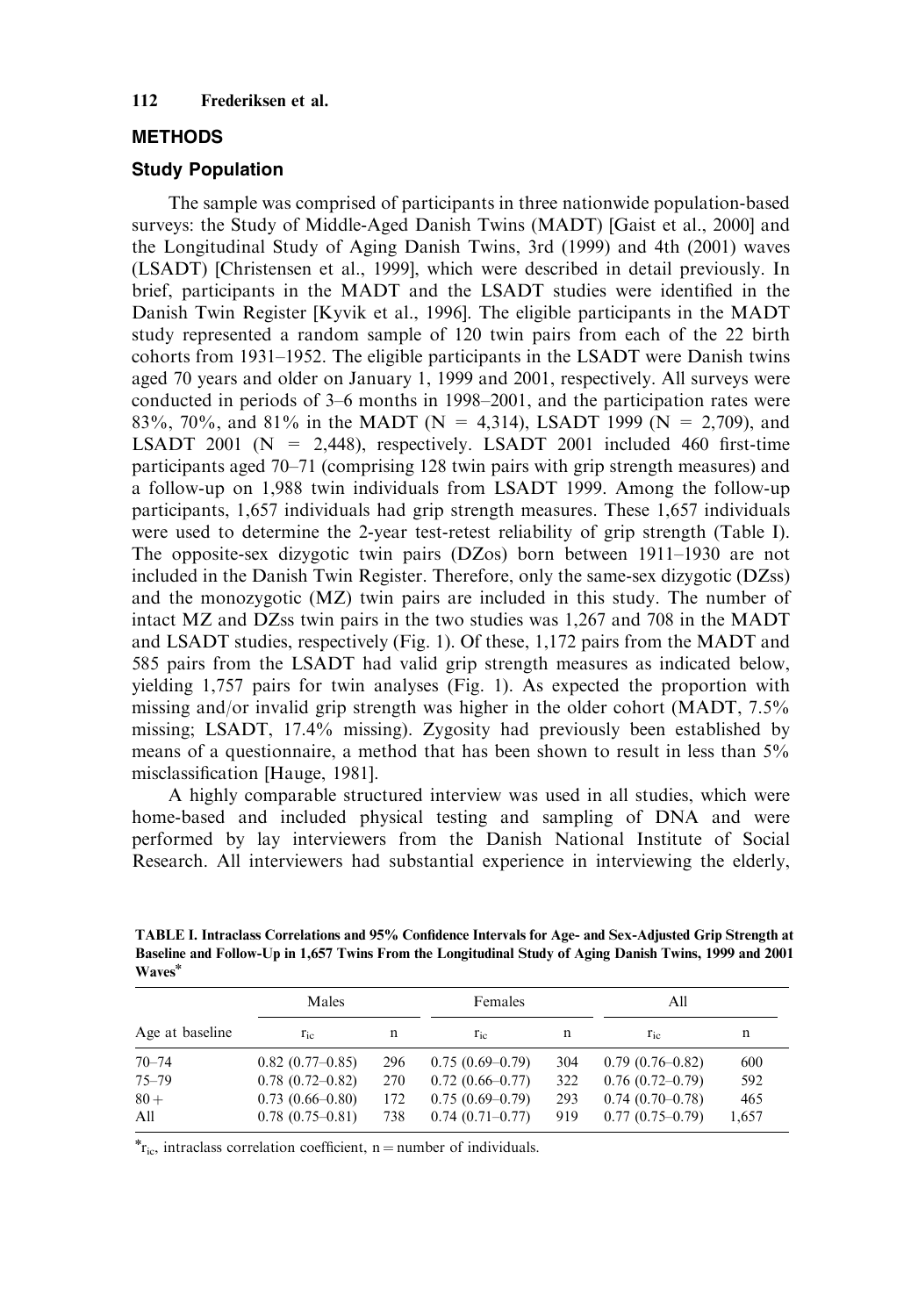## METHODS

### Study Population

The sample was comprised of participants in three nationwide population-based surveys: the Study of Middle-Aged Danish Twins (MADT) [Gaist et al., 2000] and the Longitudinal Study of Aging Danish Twins, 3rd (1999) and 4th (2001) waves (LSADT) [Christensen et al., 1999], which were described in detail previously. In brief, participants in the MADT and the LSADT studies were identified in the Danish Twin Register [Kyvik et al., 1996]. The eligible participants in the MADT study represented a random sample of 120 twin pairs from each of the 22 birth cohorts from 1931–1952. The eligible participants in the LSADT were Danish twins aged 70 years and older on January 1, 1999 and 2001, respectively. All surveys were conducted in periods of 3–6 months in 1998–2001, and the participation rates were 83%, 70%, and 81% in the MADT (N = 4,314), LSADT 1999 (N = 2,709), and LSADT 2001 (N = 2,448), respectively. LSADT 2001 included 460 first-time participants aged 70–71 (comprising 128 twin pairs with grip strength measures) and a follow-up on 1,988 twin individuals from LSADT 1999. Among the follow-up participants, 1,657 individuals had grip strength measures. These 1,657 individuals were used to determine the 2-year test-retest reliability of grip strength (Table I). The opposite-sex dizygotic twin pairs (DZos) born between 1911–1930 are not included in the Danish Twin Register. Therefore, only the same-sex dizygotic (DZss) and the monozygotic (MZ) twin pairs are included in this study. The number of intact MZ and DZss twin pairs in the two studies was 1,267 and 708 in the MADT and LSADT studies, respectively (Fig. 1). Of these, 1,172 pairs from the MADT and 585 pairs from the LSADT had valid grip strength measures as indicated below, yielding 1,757 pairs for twin analyses (Fig. 1). As expected the proportion with missing and/or invalid grip strength was higher in the older cohort (MADT, 7.5% missing; LSADT, 17.4% missing). Zygosity had previously been established by means of a questionnaire, a method that has been shown to result in less than 5% misclassification [Hauge, 1981].

A highly comparable structured interview was used in all studies, which were home-based and included physical testing and sampling of DNA and were performed by lay interviewers from the Danish National Institute of Social Research. All interviewers had substantial experience in interviewing the elderly,

**TABLE I. Intraclass Correlations and 95% Confidence Intervals for Age- and Sex-Adjusted Grip Strength at Baseline and Follow-Up in 1,657 Twins From the Longitudinal Study of Aging Danish Twins, 1999 and 2001 Waves***

| Age at baseline | Males | | Females | | All | |
|---|---|---|---|---|---|---|
| | $r_{ic}$ | n | $r_{ic}$ | n | $r_{ic}$ | n |
| 70–74 | 0.82 (0.77–0.85) | 296 | 0.75 (0.69–0.79) | 304 | 0.79 (0.76–0.82) | 600 |
| 75–79 | 0.78 (0.72–0.82) | 270 | 0.72 (0.66–0.77) | 322 | 0.76 (0.72–0.79) | 592 |
| 80+ | 0.73 (0.66–0.80) | 172 | 0.75 (0.69–0.79) | 293 | 0.74 (0.70–0.78) | 465 |
| All | 0.78 (0.75–0.81) | 738 | 0.74 (0.71–0.77) | 919 | 0.77 (0.75–0.79) | 1,657 |

*$r_{ic}$, intraclass correlation coefficient, n = number of individuals.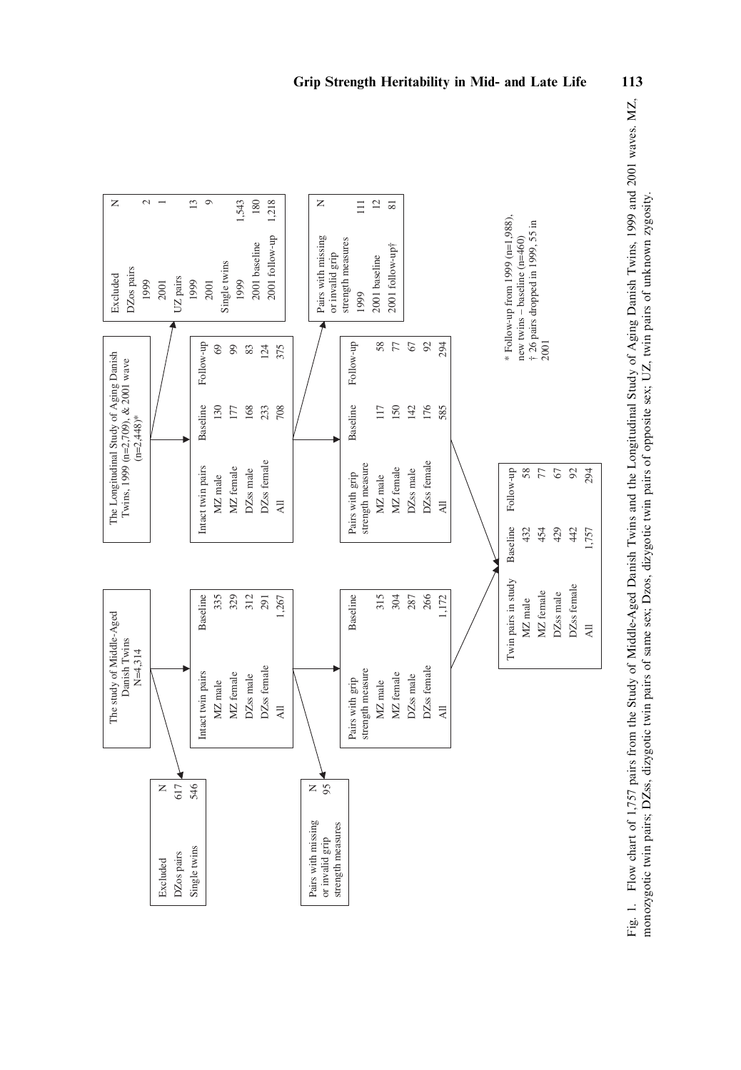The study of Middle-Aged Danish Twins
N=4,314

| Excluded | N |
|---|---|
| DZos pairs | 617 |
| Single twins | 546 |

| Intact twin pairs | Baseline |
|---|---|
| MZ male | 335 |
| MZ female | 329 |
| DZss male | 312 |
| DZss female | 291 |
| All | 1,267 |

| Pairs with missing or invalid grip strength measures | N |
|---|---|
| | 95 |

| Pairs with grip strength measure | Baseline |
|---|---|
| MZ male | 315 |
| MZ female | 304 |
| DZss male | 287 |
| DZss female | 266 |
| All | 1,172 |

The Longitudinal Study of Aging Danish Twins, 1999 (n=2,709), & 2001 wave (n=2,448)*

| Intact twin pairs | Baseline | Follow-up |
|---|---|---|
| MZ male | 130 | 69 |
| MZ female | 177 | 99 |
| DZss male | 168 | 83 |
| DZss female | 233 | 124 |
| All | 708 | 375 |

| Excluded | N |
|---|---|
| DZos pairs | |
| 1999 | 2 |
| 2001 | 1 |
| UZ pairs | |
| 1999 | 13 |
| 2001 | 9 |
| Single twins | |
| 1999 | 1,543 |
| 2001 baseline | 180 |
| 2001 follow-up | 1,218 |

| Pairs with grip strength measure | Baseline | Follow-up |
|---|---|---|
| MZ male | 117 | 58 |
| MZ female | 150 | 77 |
| DZss male | 142 | 67 |
| DZss female | 176 | 92 |
| All | 585 | 294 |

| Pairs with missing or invalid grip strength measures | N |
|---|---|
| 1999 | 111 |
| 2001 baseline | 12 |
| 2001 follow-up† | 81 |

| Twin pairs in study | Baseline | Follow-up |
|---|---|---|
| MZ male | 432 | 58 |
| MZ female | 454 | 77 |
| DZss male | 429 | 67 |
| DZss female | 442 | 92 |
| All | 1,757 | 294 |

\* Follow-up from 1999 (n=1,988), new twins – baseline (n=460)
† 26 pairs dropped in 1999, 55 in 2001

Fig. 1. Flow chart of 1,757 pairs from the Study of Middle-Aged Danish Twins and the Longitudinal Study of Aging Danish Twins, 1999 and 2001 waves. MZ, monozygotic twin pairs; DZss, dizygotic twin pairs of same sex; DZos, dizygotic twin pairs of opposite sex; UZ, twin pairs of unknown zygosity.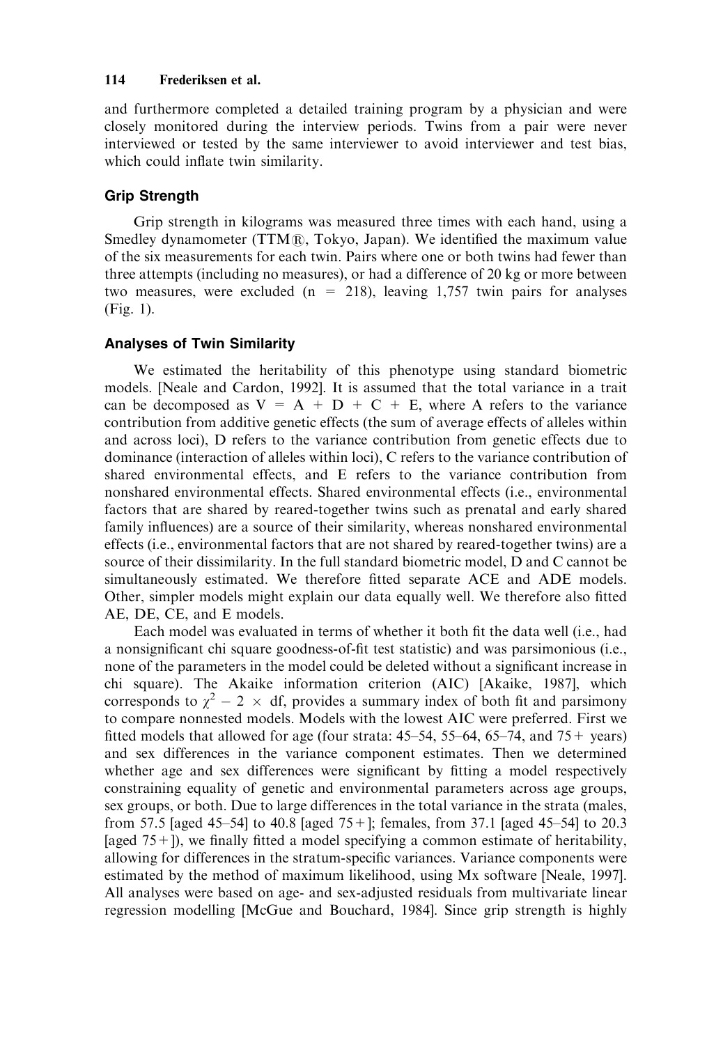and furthermore completed a detailed training program by a physician and were closely monitored during the interview periods. Twins from a pair were never interviewed or tested by the same interviewer to avoid interviewer and test bias, which could inflate twin similarity.

### Grip Strength

Grip strength in kilograms was measured three times with each hand, using a Smedley dynamometer (TTM®, Tokyo, Japan). We identified the maximum value of the six measurements for each twin. Pairs where one or both twins had fewer than three attempts (including no measures), or had a difference of 20 kg or more between two measures, were excluded (n = 218), leaving 1,757 twin pairs for analyses (Fig. 1).

### Analyses of Twin Similarity

We estimated the heritability of this phenotype using standard biometric models. [Neale and Cardon, 1992]. It is assumed that the total variance in a trait can be decomposed as V = A + D + C + E, where A refers to the variance contribution from additive genetic effects (the sum of average effects of alleles within and across loci), D refers to the variance contribution from genetic effects due to dominance (interaction of alleles within loci), C refers to the variance contribution of shared environmental effects, and E refers to the variance contribution from nonshared environmental effects. Shared environmental effects (i.e., environmental factors that are shared by reared-together twins such as prenatal and early shared family influences) are a source of their similarity, whereas nonshared environmental effects (i.e., environmental factors that are not shared by reared-together twins) are a source of their dissimilarity. In the full standard biometric model, D and C cannot be simultaneously estimated. We therefore fitted separate ACE and ADE models. Other, simpler models might explain our data equally well. We therefore also fitted AE, DE, CE, and E models.

Each model was evaluated in terms of whether it both fit the data well (i.e., had a nonsignificant chi square goodness-of-fit test statistic) and was parsimonious (i.e., none of the parameters in the model could be deleted without a significant increase in chi square). The Akaike information criterion (AIC) [Akaike, 1987], which corresponds to $\chi^2 - 2 \times$ df, provides a summary index of both fit and parsimony to compare nonnested models. Models with the lowest AIC were preferred. First we fitted models that allowed for age (four strata: 45–54, 55–64, 65–74, and 75+ years) and sex differences in the variance component estimates. Then we determined whether age and sex differences were significant by fitting a model respectively constraining equality of genetic and environmental parameters across age groups, sex groups, or both. Due to large differences in the total variance in the strata (males, from 57.5 [aged 45–54] to 40.8 [aged 75+]; females, from 37.1 [aged 45–54] to 20.3 [aged 75+]), we finally fitted a model specifying a common estimate of heritability, allowing for differences in the stratum-specific variances. Variance components were estimated by the method of maximum likelihood, using Mx software [Neale, 1997]. All analyses were based on age- and sex-adjusted residuals from multivariate linear regression modelling [McGue and Bouchard, 1984]. Since grip strength is highly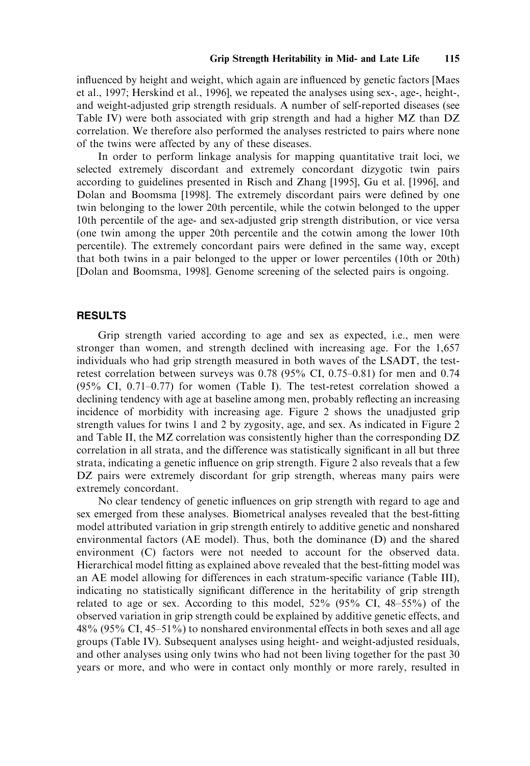influenced by height and weight, which again are influenced by genetic factors [Maes et al., 1997; Herskind et al., 1996], we repeated the analyses using sex-, age-, height-, and weight-adjusted grip strength residuals. A number of self-reported diseases (see Table IV) were both associated with grip strength and had a higher MZ than DZ correlation. We therefore also performed the analyses restricted to pairs where none of the twins were affected by any of these diseases.

In order to perform linkage analysis for mapping quantitative trait loci, we selected extremely discordant and extremely concordant dizygotic twin pairs according to guidelines presented in Risch and Zhang [1995], Gu et al. [1996], and Dolan and Boomsma [1998]. The extremely discordant pairs were defined by one twin belonging to the lower 20th percentile, while the cotwin belonged to the upper 10th percentile of the age- and sex-adjusted grip strength distribution, or vice versa (one twin among the upper 20th percentile and the cotwin among the lower 10th percentile). The extremely concordant pairs were defined in the same way, except that both twins in a pair belonged to the upper or lower percentiles (10th or 20th) [Dolan and Boomsma, 1998]. Genome screening of the selected pairs is ongoing.

## RESULTS

Grip strength varied according to age and sex as expected, i.e., men were stronger than women, and strength declined with increasing age. For the 1,657 individuals who had grip strength measured in both waves of the LSADT, the test-retest correlation between surveys was 0.78 (95% CI, 0.75–0.81) for men and 0.74 (95% CI, 0.71–0.77) for women (Table I). The test-retest correlation showed a declining tendency with age at baseline among men, probably reflecting an increasing incidence of morbidity with increasing age. Figure 2 shows the unadjusted grip strength values for twins 1 and 2 by zygosity, age, and sex. As indicated in Figure 2 and Table II, the MZ correlation was consistently higher than the corresponding DZ correlation in all strata, and the difference was statistically significant in all but three strata, indicating a genetic influence on grip strength. Figure 2 also reveals that a few DZ pairs were extremely discordant for grip strength, whereas many pairs were extremely concordant.

No clear tendency of genetic influences on grip strength with regard to age and sex emerged from these analyses. Biometrical analyses revealed that the best-fitting model attributed variation in grip strength entirely to additive genetic and nonshared environmental factors (AE model). Thus, both the dominance (D) and the shared environment (C) factors were not needed to account for the observed data. Hierarchical model fitting as explained above revealed that the best-fitting model was an AE model allowing for differences in each stratum-specific variance (Table III), indicating no statistically significant difference in the heritability of grip strength related to age or sex. According to this model, 52% (95% CI, 48–55%) of the observed variation in grip strength could be explained by additive genetic effects, and 48% (95% CI, 45–51%) to nonshared environmental effects in both sexes and all age groups (Table IV). Subsequent analyses using height- and weight-adjusted residuals, and other analyses using only twins who had not been living together for the past 30 years or more, and who were in contact only monthly or more rarely, resulted in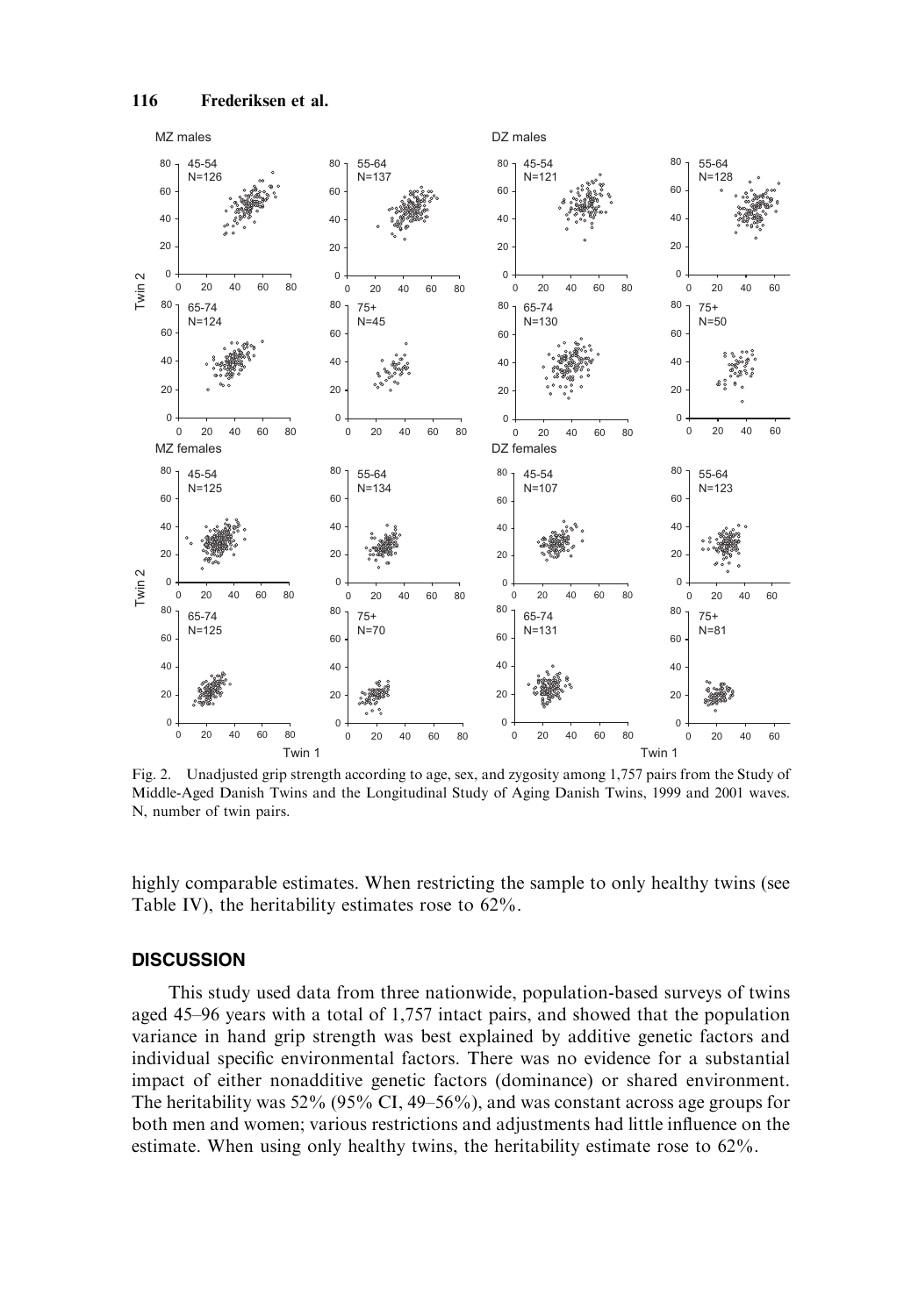Fig. 2. Unadjusted grip strength according to age, sex, and zygosity among 1,757 pairs from the Study of Middle-Aged Danish Twins and the Longitudinal Study of Aging Danish Twins, 1999 and 2001 waves. N, number of twin pairs.

highly comparable estimates. When restricting the sample to only healthy twins (see Table IV), the heritability estimates rose to 62%.

## DISCUSSION

This study used data from three nationwide, population-based surveys of twins aged 45–96 years with a total of 1,757 intact pairs, and showed that the population variance in hand grip strength was best explained by additive genetic factors and individual specific environmental factors. There was no evidence for a substantial impact of either nonadditive genetic factors (dominance) or shared environment. The heritability was 52% (95% CI, 49–56%), and was constant across age groups for both men and women; various restrictions and adjustments had little influence on the estimate. When using only healthy twins, the heritability estimate rose to 62%.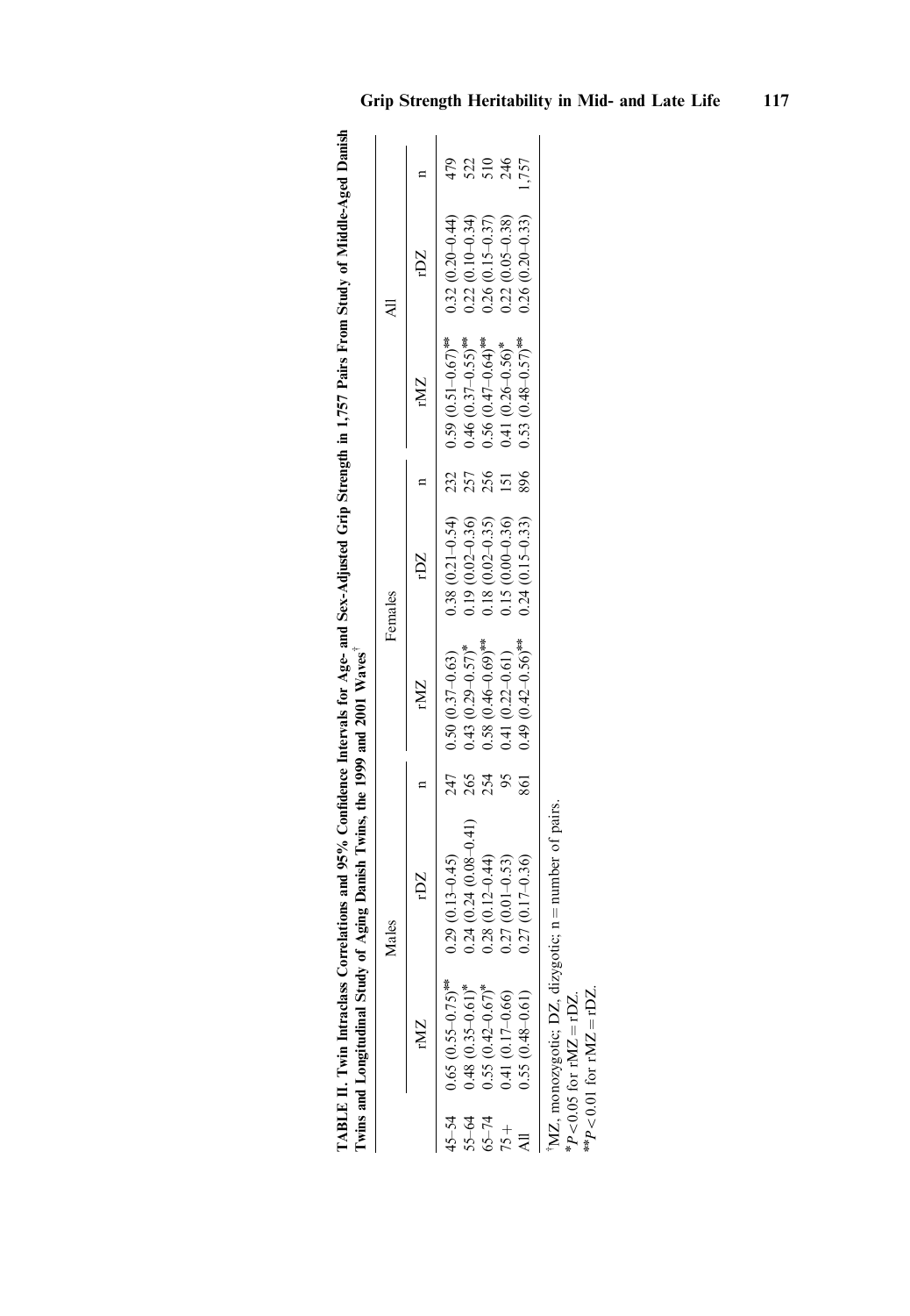**TABLE II. Twin Intraclass Correlations and 95% Confidence Intervals for Age- and Sex-Adjusted Grip Strength in 1,757 Pairs From Study of Middle-Aged Danish Twins and Longitudinal Study of Aging Danish Twins, the 1999 and 2001 Waves**[†]

| | Males | | | Females | | | All | | |
|---|---|---|---|---|---|---|---|---|---|
| | rMZ | rDZ | n | rMZ | rDZ | n | rMZ | rDZ | n |
| 45–54 | 0.65 (0.55–0.75)** | 0.29 (0.13–0.45) | 247 | 0.50 (0.37–0.63) | 0.38 (0.21–0.54) | 232 | 0.59 (0.51–0.67)** | 0.32 (0.20–0.44) | 479 |
| 55–64 | 0.48 (0.35–0.61)* | 0.24 (0.24 (0.08–0.41) | 265 | 0.43 (0.29–0.57)* | 0.19 (0.02–0.36) | 257 | 0.46 (0.37–0.55)** | 0.22 (0.10–0.34) | 522 |
| 65–74 | 0.55 (0.42–0.67)* | 0.28 (0.12–0.44) | 254 | 0.58 (0.46–0.69)** | 0.18 (0.02–0.35) | 256 | 0.56 (0.47–0.64)** | 0.26 (0.15–0.37) | 510 |
| 75+ | 0.41 (0.17–0.66) | 0.27 (0.01–0.53) | 95 | 0.41 (0.22–0.61) | 0.15 (0.00–0.36) | 151 | 0.41 (0.26–0.56)* | 0.22 (0.05–0.38) | 246 |
| All | 0.55 (0.48–0.61) | 0.27 (0.17–0.36) | 861 | 0.49 (0.42–0.56)** | 0.24 (0.15–0.33) | 896 | 0.53 (0.48–0.57)** | 0.26 (0.20–0.33) | 1,757 |

[†]MZ, monozygotic; DZ, dizygotic; n = number of pairs.
*$P < 0.05$ for rMZ = rDZ.
**$P < 0.01$ for rMZ = rDZ.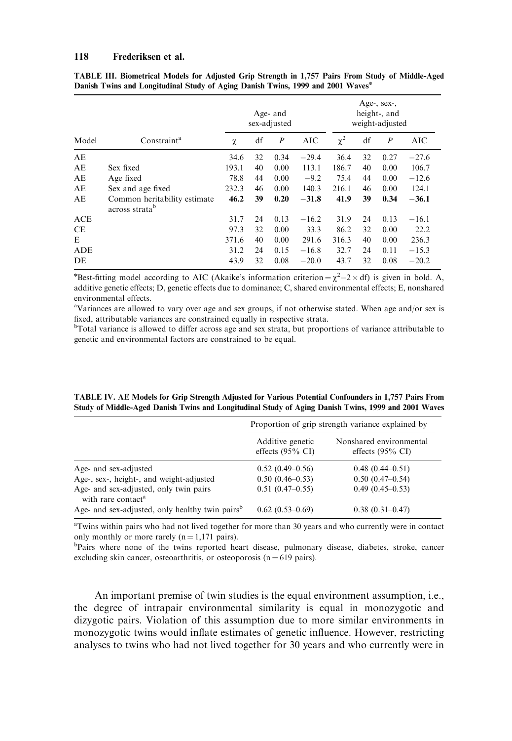**TABLE III. Biometrical Models for Adjusted Grip Strength in 1,757 Pairs From Study of Middle-Aged Danish Twins and Longitudinal Study of Aging Danish Twins, 1999 and 2001 Waves***

| Model | Constraint[a] | Age- and sex-adjusted | | | | Age-, sex-, height-, and weight-adjusted | | | |
|---|---|---|---|---|---|---|---|---|---|
| | | $\chi$ | df | $P$ | AIC | $\chi^2$ | df | $P$ | AIC |
| AE | | 34.6 | 32 | 0.34 | −29.4 | 36.4 | 32 | 0.27 | −27.6 |
| AE | Sex fixed | 193.1 | 40 | 0.00 | 113.1 | 186.7 | 40 | 0.00 | 106.7 |
| AE | Age fixed | 78.8 | 44 | 0.00 | −9.2 | 75.4 | 44 | 0.00 | −12.6 |
| AE | Sex and age fixed | 232.3 | 46 | 0.00 | 140.3 | 216.1 | 46 | 0.00 | 124.1 |
| AE | Common heritability estimate across strata[b] | **46.2** | **39** | **0.20** | **−31.8** | **41.9** | **39** | **0.34** | **−36.1** |
| ACE | | 31.7 | 24 | 0.13 | −16.2 | 31.9 | 24 | 0.13 | −16.1 |
| CE | | 97.3 | 32 | 0.00 | 33.3 | 86.2 | 32 | 0.00 | 22.2 |
| E | | 371.6 | 40 | 0.00 | 291.6 | 316.3 | 40 | 0.00 | 236.3 |
| ADE | | 31.2 | 24 | 0.15 | −16.8 | 32.7 | 24 | 0.11 | −15.3 |
| DE | | 43.9 | 32 | 0.08 | −20.0 | 43.7 | 32 | 0.08 | −20.2 |

*Best-fitting model according to AIC (Akaike's information criterion = $\chi^2 - 2 \times \text{df}$) is given in bold. A, additive genetic effects; D, genetic effects due to dominance; C, shared environmental effects; E, nonshared environmental effects.

[a]Variances are allowed to vary over age and sex groups, if not otherwise stated. When age and/or sex is fixed, attributable variances are constrained equally in respective strata.

[b]Total variance is allowed to differ across age and sex strata, but proportions of variance attributable to genetic and environmental factors are constrained to be equal.

**TABLE IV. AE Models for Grip Strength Adjusted for Various Potential Confounders in 1,757 Pairs From Study of Middle-Aged Danish Twins and Longitudinal Study of Aging Danish Twins, 1999 and 2001 Waves**

| | Proportion of grip strength variance explained by | |
|---|---|---|
| | Additive genetic effects (95% CI) | Nonshared environmental effects (95% CI) |
| Age- and sex-adjusted | 0.52 (0.49–0.56) | 0.48 (0.44–0.51) |
| Age-, sex-, height-, and weight-adjusted | 0.50 (0.46–0.53) | 0.50 (0.47–0.54) |
| Age- and sex-adjusted, only twin pairs with rare contact[a] | 0.51 (0.47–0.55) | 0.49 (0.45–0.53) |
| Age- and sex-adjusted, only healthy twin pairs[b] | 0.62 (0.53–0.69) | 0.38 (0.31–0.47) |

[a]Twins within pairs who had not lived together for more than 30 years and who currently were in contact only monthly or more rarely (n = 1,171 pairs).

[b]Pairs where none of the twins reported heart disease, pulmonary disease, diabetes, stroke, cancer excluding skin cancer, osteoarthritis, or osteoporosis (n = 619 pairs).

An important premise of twin studies is the equal environment assumption, i.e., the degree of intrapair environmental similarity is equal in monozygotic and dizygotic pairs. Violation of this assumption due to more similar environments in monozygotic twins would inflate estimates of genetic influence. However, restricting analyses to twins who had not lived together for 30 years and who currently were in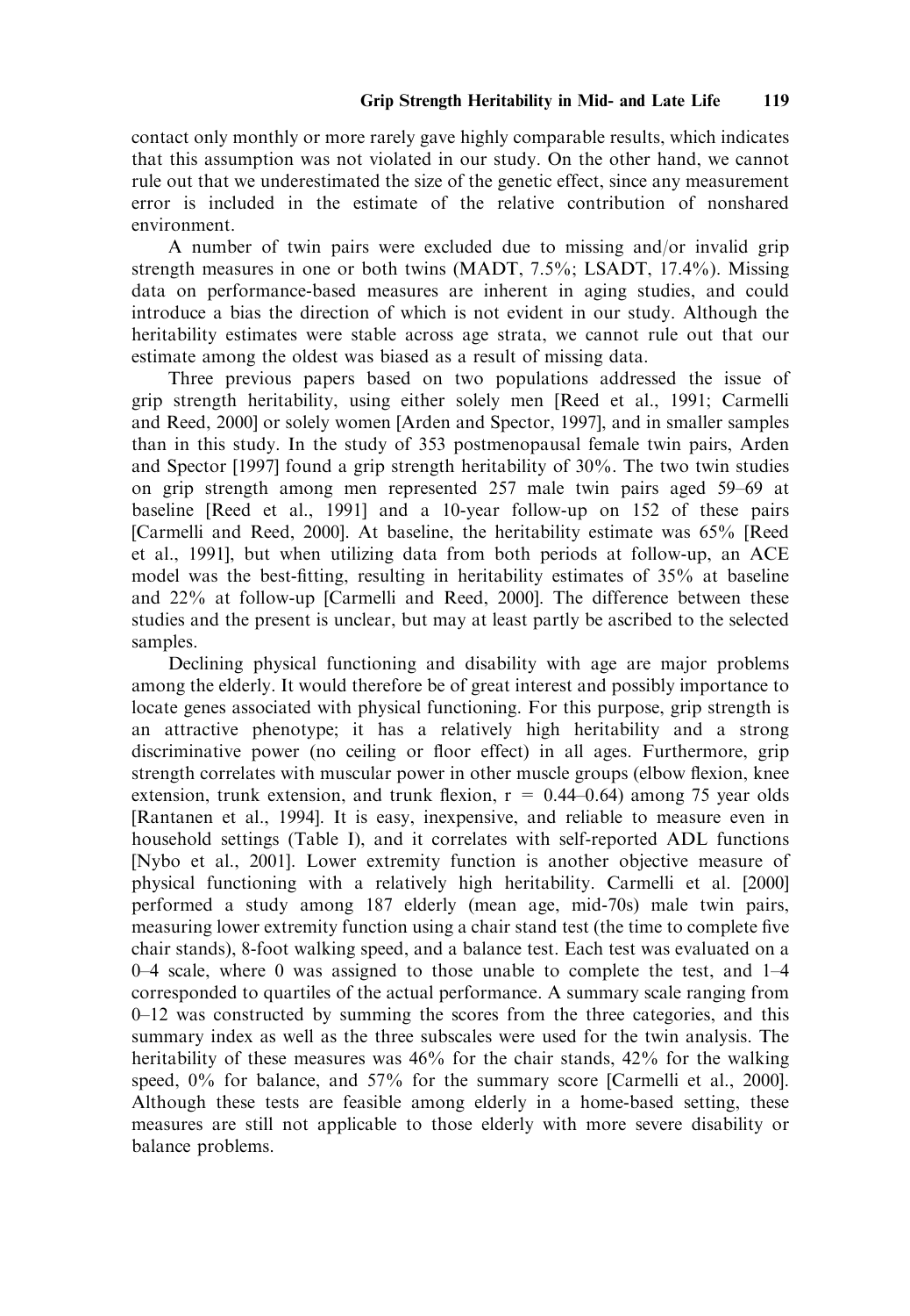contact only monthly or more rarely gave highly comparable results, which indicates that this assumption was not violated in our study. On the other hand, we cannot rule out that we underestimated the size of the genetic effect, since any measurement error is included in the estimate of the relative contribution of nonshared environment.

A number of twin pairs were excluded due to missing and/or invalid grip strength measures in one or both twins (MADT, 7.5%; LSADT, 17.4%). Missing data on performance-based measures are inherent in aging studies, and could introduce a bias the direction of which is not evident in our study. Although the heritability estimates were stable across age strata, we cannot rule out that our estimate among the oldest was biased as a result of missing data.

Three previous papers based on two populations addressed the issue of grip strength heritability, using either solely men [Reed et al., 1991; Carmelli and Reed, 2000] or solely women [Arden and Spector, 1997], and in smaller samples than in this study. In the study of 353 postmenopausal female twin pairs, Arden and Spector [1997] found a grip strength heritability of 30%. The two twin studies on grip strength among men represented 257 male twin pairs aged 59–69 at baseline [Reed et al., 1991] and a 10-year follow-up on 152 of these pairs [Carmelli and Reed, 2000]. At baseline, the heritability estimate was 65% [Reed et al., 1991], but when utilizing data from both periods at follow-up, an ACE model was the best-fitting, resulting in heritability estimates of 35% at baseline and 22% at follow-up [Carmelli and Reed, 2000]. The difference between these studies and the present is unclear, but may at least partly be ascribed to the selected samples.

Declining physical functioning and disability with age are major problems among the elderly. It would therefore be of great interest and possibly importance to locate genes associated with physical functioning. For this purpose, grip strength is an attractive phenotype; it has a relatively high heritability and a strong discriminative power (no ceiling or floor effect) in all ages. Furthermore, grip strength correlates with muscular power in other muscle groups (elbow flexion, knee extension, trunk extension, and trunk flexion, $r = 0.44–0.64$) among 75 year olds [Rantanen et al., 1994]. It is easy, inexpensive, and reliable to measure even in household settings (Table I), and it correlates with self-reported ADL functions [Nybo et al., 2001]. Lower extremity function is another objective measure of physical functioning with a relatively high heritability. Carmelli et al. [2000] performed a study among 187 elderly (mean age, mid-70s) male twin pairs, measuring lower extremity function using a chair stand test (the time to complete five chair stands), 8-foot walking speed, and a balance test. Each test was evaluated on a 0–4 scale, where 0 was assigned to those unable to complete the test, and 1–4 corresponded to quartiles of the actual performance. A summary scale ranging from 0–12 was constructed by summing the scores from the three categories, and this summary index as well as the three subscales were used for the twin analysis. The heritability of these measures was 46% for the chair stands, 42% for the walking speed, 0% for balance, and 57% for the summary score [Carmelli et al., 2000]. Although these tests are feasible among elderly in a home-based setting, these measures are still not applicable to those elderly with more severe disability or balance problems.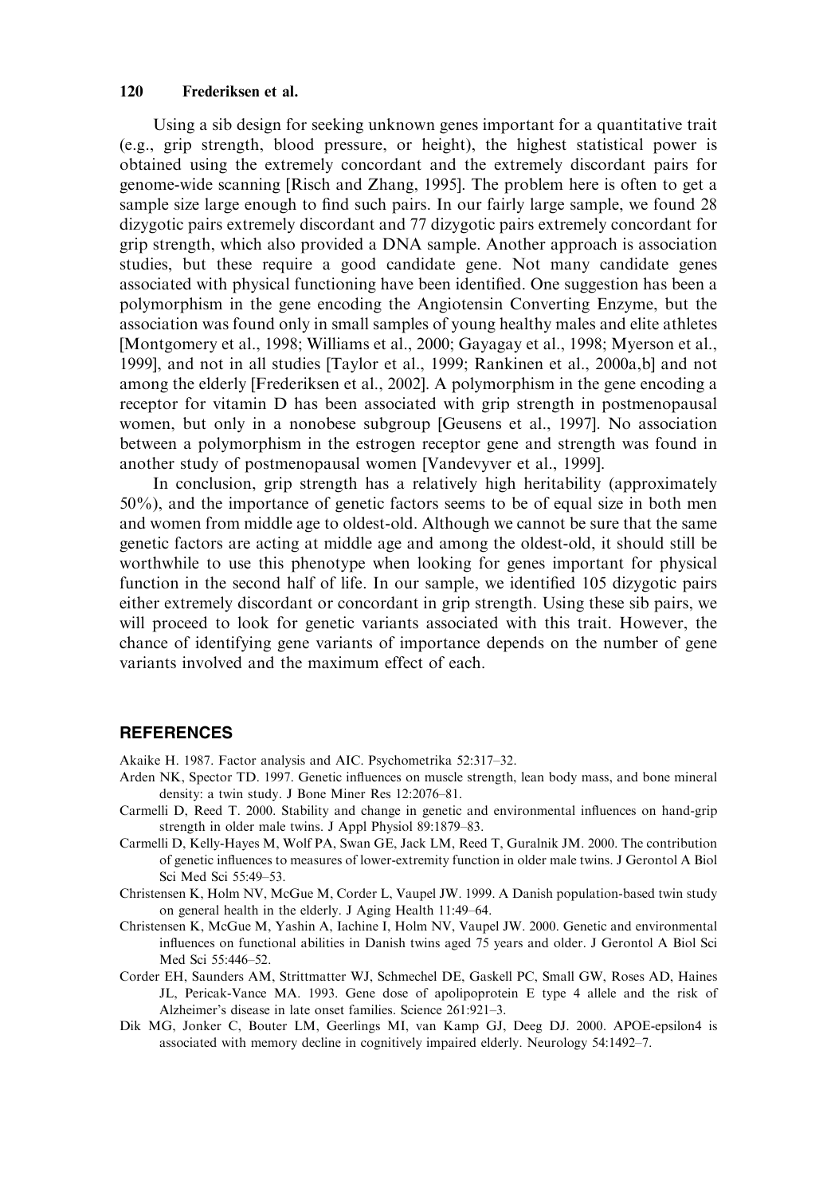Using a sib design for seeking unknown genes important for a quantitative trait (e.g., grip strength, blood pressure, or height), the highest statistical power is obtained using the extremely concordant and the extremely discordant pairs for genome-wide scanning [Risch and Zhang, 1995]. The problem here is often to get a sample size large enough to find such pairs. In our fairly large sample, we found 28 dizygotic pairs extremely discordant and 77 dizygotic pairs extremely concordant for grip strength, which also provided a DNA sample. Another approach is association studies, but these require a good candidate gene. Not many candidate genes associated with physical functioning have been identified. One suggestion has been a polymorphism in the gene encoding the Angiotensin Converting Enzyme, but the association was found only in small samples of young healthy males and elite athletes [Montgomery et al., 1998; Williams et al., 2000; Gayagay et al., 1998; Myerson et al., 1999], and not in all studies [Taylor et al., 1999; Rankinen et al., 2000a,b] and not among the elderly [Frederiksen et al., 2002]. A polymorphism in the gene encoding a receptor for vitamin D has been associated with grip strength in postmenopausal women, but only in a nonobese subgroup [Geusens et al., 1997]. No association between a polymorphism in the estrogen receptor gene and strength was found in another study of postmenopausal women [Vandevyver et al., 1999].

In conclusion, grip strength has a relatively high heritability (approximately 50%), and the importance of genetic factors seems to be of equal size in both men and women from middle age to oldest-old. Although we cannot be sure that the same genetic factors are acting at middle age and among the oldest-old, it should still be worthwhile to use this phenotype when looking for genes important for physical function in the second half of life. In our sample, we identified 105 dizygotic pairs either extremely discordant or concordant in grip strength. Using these sib pairs, we will proceed to look for genetic variants associated with this trait. However, the chance of identifying gene variants of importance depends on the number of gene variants involved and the maximum effect of each.

## REFERENCES

Akaike H. 1987. Factor analysis and AIC. Psychometrika 52:317–32.

Arden NK, Spector TD. 1997. Genetic influences on muscle strength, lean body mass, and bone mineral density: a twin study. J Bone Miner Res 12:2076–81.

Carmelli D, Reed T. 2000. Stability and change in genetic and environmental influences on hand-grip strength in older male twins. J Appl Physiol 89:1879–83.

Carmelli D, Kelly-Hayes M, Wolf PA, Swan GE, Jack LM, Reed T, Guralnik JM. 2000. The contribution of genetic influences to measures of lower-extremity function in older male twins. J Gerontol A Biol Sci Med Sci 55:49–53.

Christensen K, Holm NV, McGue M, Corder L, Vaupel JW. 1999. A Danish population-based twin study on general health in the elderly. J Aging Health 11:49–64.

Christensen K, McGue M, Yashin A, Iachine I, Holm NV, Vaupel JW. 2000. Genetic and environmental influences on functional abilities in Danish twins aged 75 years and older. J Gerontol A Biol Sci Med Sci 55:446–52.

Corder EH, Saunders AM, Strittmatter WJ, Schmechel DE, Gaskell PC, Small GW, Roses AD, Haines JL, Pericak-Vance MA. 1993. Gene dose of apolipoprotein E type 4 allele and the risk of Alzheimer's disease in late onset families. Science 261:921–3.

Dik MG, Jonker C, Bouter LM, Geerlings MI, van Kamp GJ, Deeg DJ. 2000. APOE-epsilon4 is associated with memory decline in cognitively impaired elderly. Neurology 54:1492–7.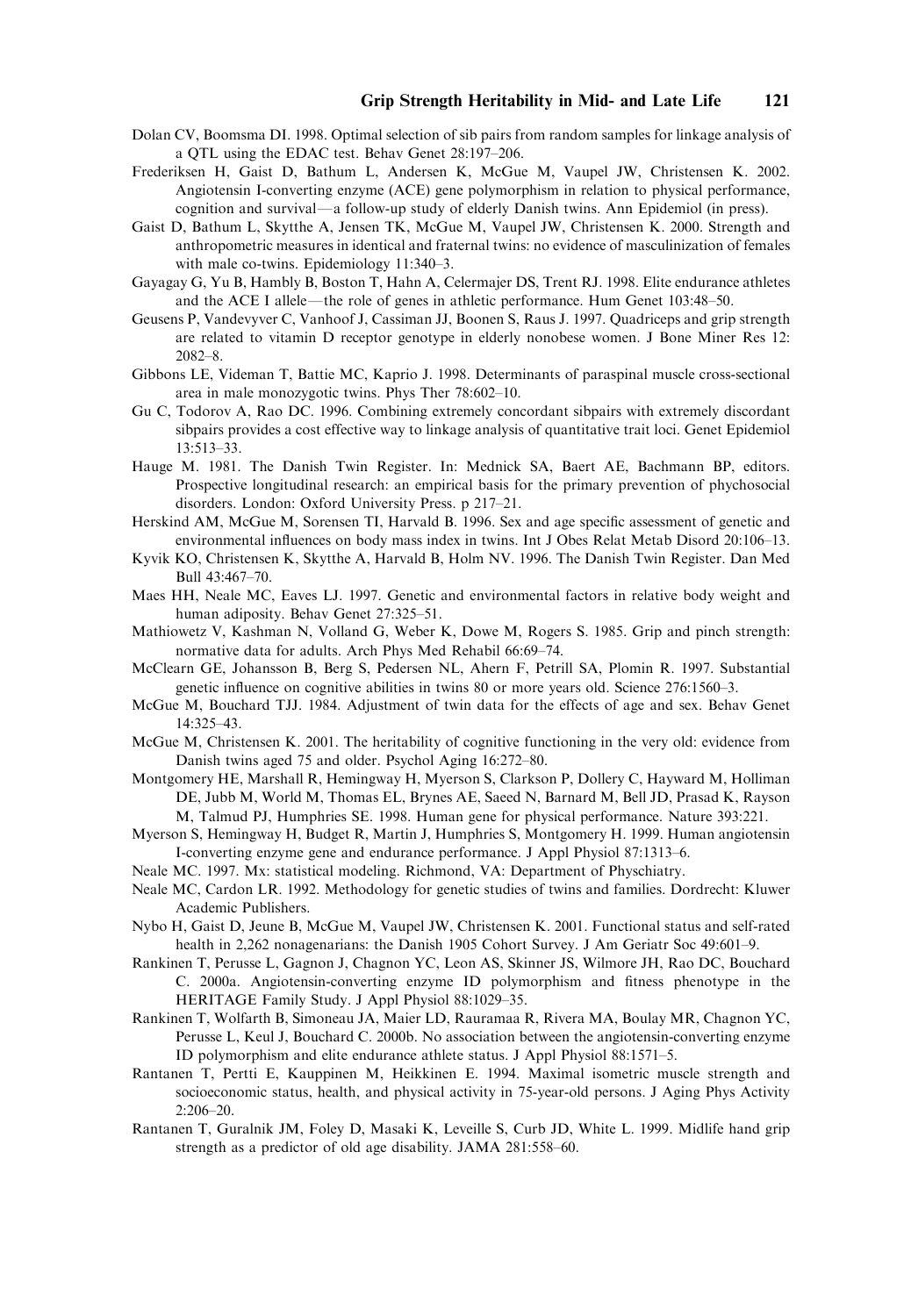Dolan CV, Boomsma DI. 1998. Optimal selection of sib pairs from random samples for linkage analysis of a QTL using the EDAC test. Behav Genet 28:197–206.

Frederiksen H, Gaist D, Bathum L, Andersen K, McGue M, Vaupel JW, Christensen K. 2002. Angiotensin I-converting enzyme (ACE) gene polymorphism in relation to physical performance, cognition and survival—a follow-up study of elderly Danish twins. Ann Epidemiol (in press).

Gaist D, Bathum L, Skytthe A, Jensen TK, McGue M, Vaupel JW, Christensen K. 2000. Strength and anthropometric measures in identical and fraternal twins: no evidence of masculinization of females with male co-twins. Epidemiology 11:340–3.

Gayagay G, Yu B, Hambly B, Boston T, Hahn A, Celermajer DS, Trent RJ. 1998. Elite endurance athletes and the ACE I allele—the role of genes in athletic performance. Hum Genet 103:48–50.

Geusens P, Vandevyver C, Vanhoof J, Cassiman JJ, Boonen S, Raus J. 1997. Quadriceps and grip strength are related to vitamin D receptor genotype in elderly nonobese women. J Bone Miner Res 12: 2082–8.

Gibbons LE, Videman T, Battie MC, Kaprio J. 1998. Determinants of paraspinal muscle cross-sectional area in male monozygotic twins. Phys Ther 78:602–10.

Gu C, Todorov A, Rao DC. 1996. Combining extremely concordant sibpairs with extremely discordant sibpairs provides a cost effective way to linkage analysis of quantitative trait loci. Genet Epidemiol 13:513–33.

Hauge M. 1981. The Danish Twin Register. In: Mednick SA, Baert AE, Bachmann BP, editors. Prospective longitudinal research: an empirical basis for the primary prevention of phychosocial disorders. London: Oxford University Press. p 217–21.

Herskind AM, McGue M, Sorensen TI, Harvald B. 1996. Sex and age specific assessment of genetic and environmental influences on body mass index in twins. Int J Obes Relat Metab Disord 20:106–13.

Kyvik KO, Christensen K, Skytthe A, Harvald B, Holm NV. 1996. The Danish Twin Register. Dan Med Bull 43:467–70.

Maes HH, Neale MC, Eaves LJ. 1997. Genetic and environmental factors in relative body weight and human adiposity. Behav Genet 27:325–51.

Mathiowetz V, Kashman N, Volland G, Weber K, Dowe M, Rogers S. 1985. Grip and pinch strength: normative data for adults. Arch Phys Med Rehabil 66:69–74.

McClearn GE, Johansson B, Berg S, Pedersen NL, Ahern F, Petrill SA, Plomin R. 1997. Substantial genetic influence on cognitive abilities in twins 80 or more years old. Science 276:1560–3.

McGue M, Bouchard TJJ. 1984. Adjustment of twin data for the effects of age and sex. Behav Genet 14:325–43.

McGue M, Christensen K. 2001. The heritability of cognitive functioning in the very old: evidence from Danish twins aged 75 and older. Psychol Aging 16:272–80.

Montgomery HE, Marshall R, Hemingway H, Myerson S, Clarkson P, Dollery C, Hayward M, Holliman DE, Jubb M, World M, Thomas EL, Brynes AE, Saeed N, Barnard M, Bell JD, Prasad K, Rayson M, Talmud PJ, Humphries SE. 1998. Human gene for physical performance. Nature 393:221.

Myerson S, Hemingway H, Budget R, Martin J, Humphries S, Montgomery H. 1999. Human angiotensin I-converting enzyme gene and endurance performance. J Appl Physiol 87:1313–6.

Neale MC. 1997. Mx: statistical modeling. Richmond, VA: Department of Physchiatry.

Neale MC, Cardon LR. 1992. Methodology for genetic studies of twins and families. Dordrecht: Kluwer Academic Publishers.

Nybo H, Gaist D, Jeune B, McGue M, Vaupel JW, Christensen K. 2001. Functional status and self-rated health in 2,262 nonagenarians: the Danish 1905 Cohort Survey. J Am Geriatr Soc 49:601–9.

Rankinen T, Perusse L, Gagnon J, Chagnon YC, Leon AS, Skinner JS, Wilmore JH, Rao DC, Bouchard C. 2000a. Angiotensin-converting enzyme ID polymorphism and fitness phenotype in the HERITAGE Family Study. J Appl Physiol 88:1029–35.

Rankinen T, Wolfarth B, Simoneau JA, Maier LD, Rauramaa R, Rivera MA, Boulay MR, Chagnon YC, Perusse L, Keul J, Bouchard C. 2000b. No association between the angiotensin-converting enzyme ID polymorphism and elite endurance athlete status. J Appl Physiol 88:1571–5.

Rantanen T, Pertti E, Kauppinen M, Heikkinen E. 1994. Maximal isometric muscle strength and socioeconomic status, health, and physical activity in 75-year-old persons. J Aging Phys Activity 2:206–20.

Rantanen T, Guralnik JM, Foley D, Masaki K, Leveille S, Curb JD, White L. 1999. Midlife hand grip strength as a predictor of old age disability. JAMA 281:558–60.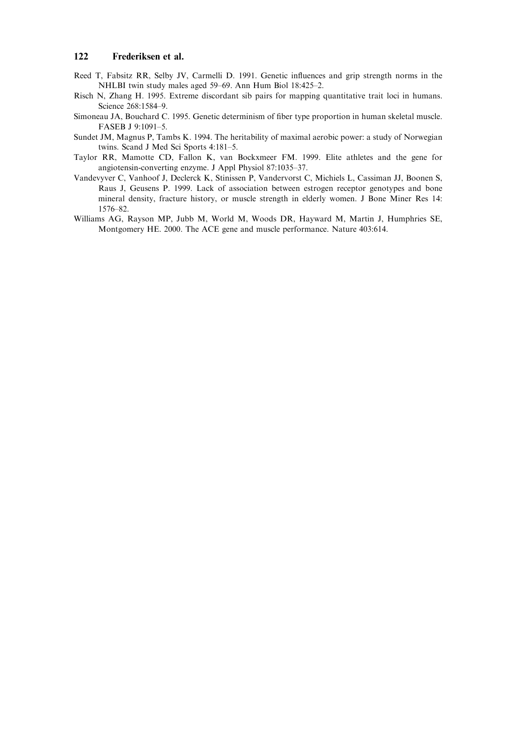Reed T, Fabsitz RR, Selby JV, Carmelli D. 1991. Genetic influences and grip strength norms in the NHLBI twin study males aged 59–69. Ann Hum Biol 18:425–2.

Risch N, Zhang H. 1995. Extreme discordant sib pairs for mapping quantitative trait loci in humans. Science 268:1584–9.

Simoneau JA, Bouchard C. 1995. Genetic determinism of fiber type proportion in human skeletal muscle. FASEB J 9:1091–5.

Sundet JM, Magnus P, Tambs K. 1994. The heritability of maximal aerobic power: a study of Norwegian twins. Scand J Med Sci Sports 4:181–5.

Taylor RR, Mamotte CD, Fallon K, van Bockxmeer FM. 1999. Elite athletes and the gene for angiotensin-converting enzyme. J Appl Physiol 87:1035–37.

Vandevyver C, Vanhoof J, Declerck K, Stinissen P, Vandervorst C, Michiels L, Cassiman JJ, Boonen S, Raus J, Geusens P. 1999. Lack of association between estrogen receptor genotypes and bone mineral density, fracture history, or muscle strength in elderly women. J Bone Miner Res 14: 1576–82.

Williams AG, Rayson MP, Jubb M, World M, Woods DR, Hayward M, Martin J, Humphries SE, Montgomery HE. 2000. The ACE gene and muscle performance. Nature 403:614.